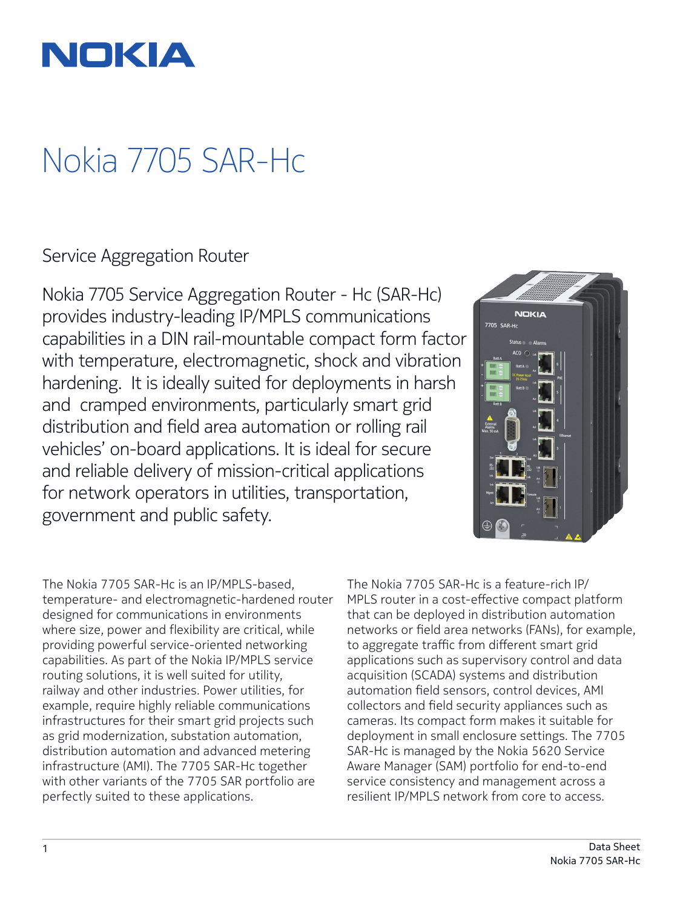NOKIA

# Nokia 7705 SAR-Hc

## Service Aggregation Router

Nokia 7705 Service Aggregation Router - Hc (SAR-Hc) provides industry-leading IP/MPLS communications capabilities in a DIN rail-mountable compact form factor with temperature, electromagnetic, shock and vibration hardening. It is ideally suited for deployments in harsh and cramped environments, particularly smart grid distribution and field area automation or rolling rail vehicles' on-board applications. It is ideal for secure and reliable delivery of mission-critical applications for network operators in utilities, transportation, government and public safety.

The Nokia 7705 SAR-Hc is an IP/MPLS-based, temperature- and electromagnetic-hardened router designed for communications in environments where size, power and flexibility are critical, while providing powerful service-oriented networking capabilities. As part of the Nokia IP/MPLS service routing solutions, it is well suited for utility, railway and other industries. Power utilities, for example, require highly reliable communications infrastructures for their smart grid projects such as grid modernization, substation automation, distribution automation and advanced metering infrastructure (AMI). The 7705 SAR-Hc together with other variants of the 7705 SAR portfolio are perfectly suited to these applications.

The Nokia 7705 SAR-Hc is a feature-rich IP/MPLS router in a cost-effective compact platform that can be deployed in distribution automation networks or field area networks (FANs), for example, to aggregate traffic from different smart grid applications such as supervisory control and data acquisition (SCADA) systems and distribution automation field sensors, control devices, AMI collectors and field security appliances such as cameras. Its compact form makes it suitable for deployment in small enclosure settings. The 7705 SAR-Hc is managed by the Nokia 5620 Service Aware Manager (SAM) portfolio for end-to-end service consistency and management across a resilient IP/MPLS network from core to access.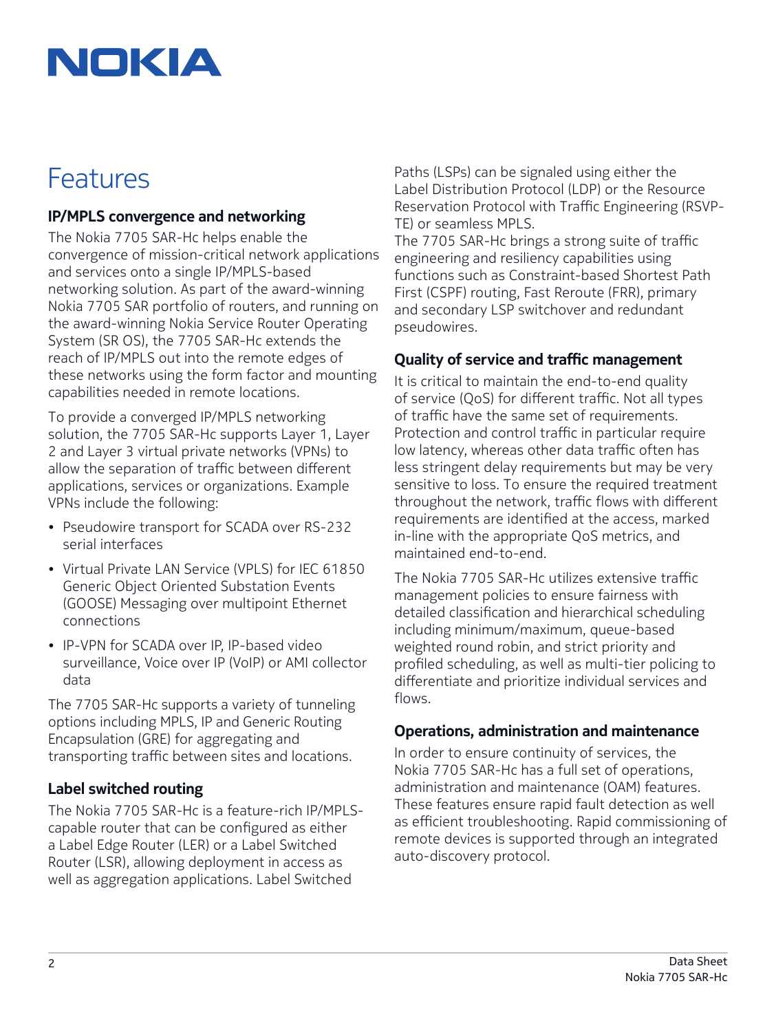# Features

## IP/MPLS convergence and networking

The Nokia 7705 SAR-Hc helps enable the convergence of mission-critical network applications and services onto a single IP/MPLS-based networking solution. As part of the award-winning Nokia 7705 SAR portfolio of routers, and running on the award-winning Nokia Service Router Operating System (SR OS), the 7705 SAR-Hc extends the reach of IP/MPLS out into the remote edges of these networks using the form factor and mounting capabilities needed in remote locations.

To provide a converged IP/MPLS networking solution, the 7705 SAR-Hc supports Layer 1, Layer 2 and Layer 3 virtual private networks (VPNs) to allow the separation of traffic between different applications, services or organizations. Example VPNs include the following:

- Pseudowire transport for SCADA over RS-232 serial interfaces
- Virtual Private LAN Service (VPLS) for IEC 61850 Generic Object Oriented Substation Events (GOOSE) Messaging over multipoint Ethernet connections
- IP-VPN for SCADA over IP, IP-based video surveillance, Voice over IP (VoIP) or AMI collector data

The 7705 SAR-Hc supports a variety of tunneling options including MPLS, IP and Generic Routing Encapsulation (GRE) for aggregating and transporting traffic between sites and locations.

## Label switched routing

The Nokia 7705 SAR-Hc is a feature-rich IP/MPLS-capable router that can be configured as either a Label Edge Router (LER) or a Label Switched Router (LSR), allowing deployment in access as well as aggregation applications. Label Switched Paths (LSPs) can be signaled using either the Label Distribution Protocol (LDP) or the Resource Reservation Protocol with Traffic Engineering (RSVP-TE) or seamless MPLS.

The 7705 SAR-Hc brings a strong suite of traffic engineering and resiliency capabilities using functions such as Constraint-based Shortest Path First (CSPF) routing, Fast Reroute (FRR), primary and secondary LSP switchover and redundant pseudowires.

## Quality of service and traffic management

It is critical to maintain the end-to-end quality of service (QoS) for different traffic. Not all types of traffic have the same set of requirements. Protection and control traffic in particular require low latency, whereas other data traffic often has less stringent delay requirements but may be very sensitive to loss. To ensure the required treatment throughout the network, traffic flows with different requirements are identified at the access, marked in-line with the appropriate QoS metrics, and maintained end-to-end.

The Nokia 7705 SAR-Hc utilizes extensive traffic management policies to ensure fairness with detailed classification and hierarchical scheduling including minimum/maximum, queue-based weighted round robin, and strict priority and profiled scheduling, as well as multi-tier policing to differentiate and prioritize individual services and flows.

## Operations, administration and maintenance

In order to ensure continuity of services, the Nokia 7705 SAR-Hc has a full set of operations, administration and maintenance (OAM) features. These features ensure rapid fault detection as well as efficient troubleshooting. Rapid commissioning of remote devices is supported through an integrated auto-discovery protocol.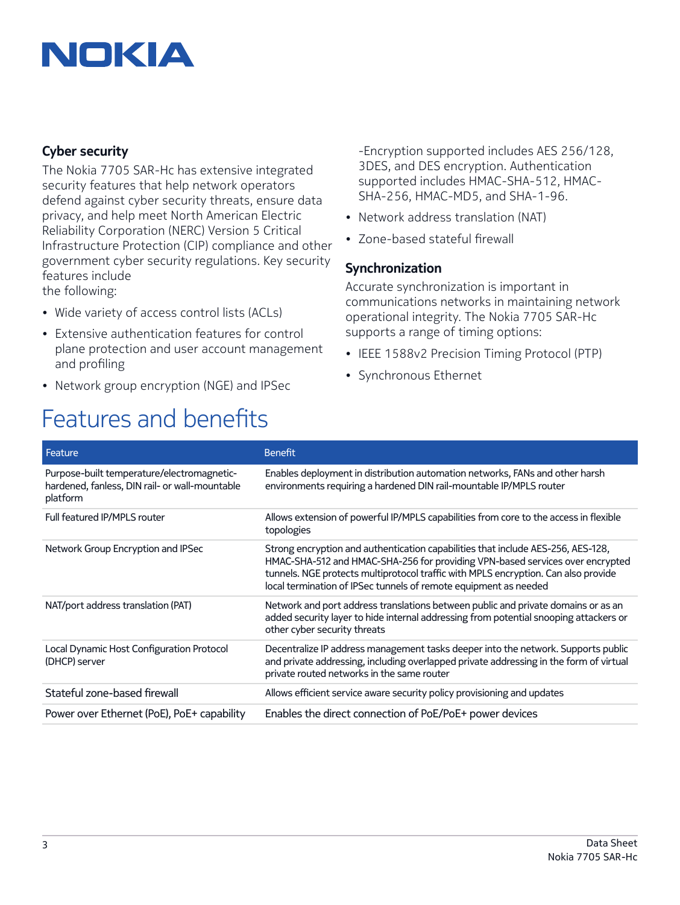## Cyber security

The Nokia 7705 SAR-Hc has extensive integrated security features that help network operators defend against cyber security threats, ensure data privacy, and help meet North American Electric Reliability Corporation (NERC) Version 5 Critical Infrastructure Protection (CIP) compliance and other government cyber security regulations. Key security features include the following:

- Wide variety of access control lists (ACLs)
- Extensive authentication features for control plane protection and user account management and profiling
- Network group encryption (NGE) and IPSec -Encryption supported includes AES 256/128, 3DES, and DES encryption. Authentication supported includes HMAC-SHA-512, HMAC-SHA-256, HMAC-MD5, and SHA-1-96.
- Network address translation (NAT)
- Zone-based stateful firewall

## Synchronization

Accurate synchronization is important in communications networks in maintaining network operational integrity. The Nokia 7705 SAR-Hc supports a range of timing options:

- IEEE 1588v2 Precision Timing Protocol (PTP)
- Synchronous Ethernet

# Features and benefits

| Feature | Benefit |
| --- | --- |
| Purpose-built temperature/electromagnetic-hardened, fanless, DIN rail- or wall-mountable platform | Enables deployment in distribution automation networks, FANs and other harsh environments requiring a hardened DIN rail-mountable IP/MPLS router |
| Full featured IP/MPLS router | Allows extension of powerful IP/MPLS capabilities from core to the access in flexible topologies |
| Network Group Encryption and IPSec | Strong encryption and authentication capabilities that include AES-256, AES-128, HMAC-SHA-512 and HMAC-SHA-256 for providing VPN-based services over encrypted tunnels. NGE protects multiprotocol traffic with MPLS encryption. Can also provide local termination of IPSec tunnels of remote equipment as needed |
| NAT/port address translation (PAT) | Network and port address translations between public and private domains or as an added security layer to hide internal addressing from potential snooping attackers or other cyber security threats |
| Local Dynamic Host Configuration Protocol (DHCP) server | Decentralize IP address management tasks deeper into the network. Supports public and private addressing, including overlapped private addressing in the form of virtual private routed networks in the same router |
| Stateful zone-based firewall | Allows efficient service aware security policy provisioning and updates |
| Power over Ethernet (PoE), PoE+ capability | Enables the direct connection of PoE/PoE+ power devices |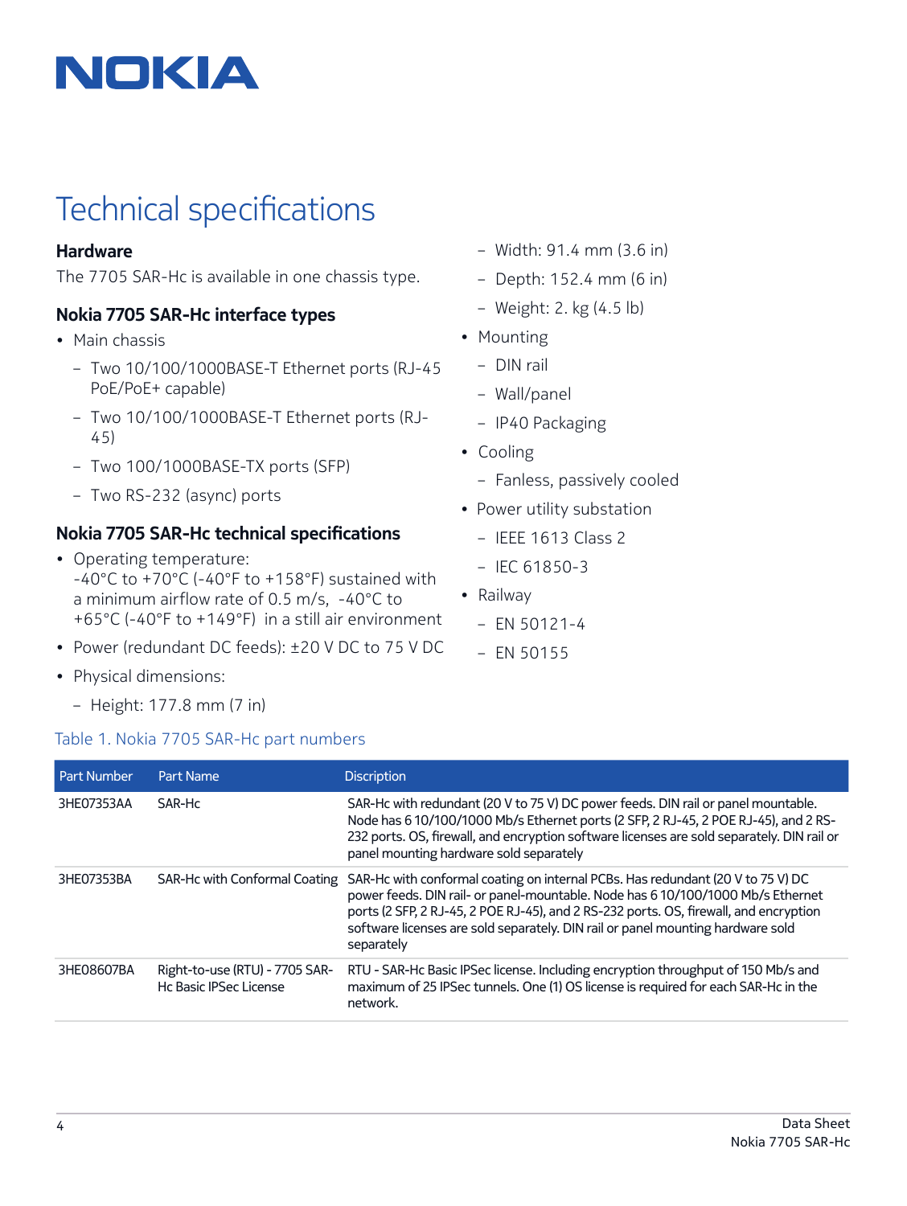# Technical specifications

### Hardware

The 7705 SAR-Hc is available in one chassis type.

### Nokia 7705 SAR-Hc interface types

- Main chassis
  - Two 10/100/1000BASE-T Ethernet ports (RJ-45 PoE/PoE+ capable)
  - Two 10/100/1000BASE-T Ethernet ports (RJ-45)
  - Two 100/1000BASE-TX ports (SFP)
  - Two RS-232 (async) ports

### Nokia 7705 SAR-Hc technical specifications

- Operating temperature:
  -40°C to +70°C (-40°F to +158°F) sustained with a minimum airflow rate of 0.5 m/s, -40°C to +65°C (-40°F to +149°F) in a still air environment
- Power (redundant DC feeds): ±20 V DC to 75 V DC
- Physical dimensions:
  - Height: 177.8 mm (7 in)
  - Width: 91.4 mm (3.6 in)
  - Depth: 152.4 mm (6 in)
  - Weight: 2. kg (4.5 lb)
- Mounting
  - DIN rail
  - Wall/panel
  - IP40 Packaging
- Cooling
  - Fanless, passively cooled
- Power utility substation
  - IEEE 1613 Class 2
  - IEC 61850-3
- Railway
  - EN 50121-4
  - EN 50155

Table 1. Nokia 7705 SAR-Hc part numbers

| Part Number | Part Name | Discription |
|---|---|---|
| 3HE07353AA | SAR-Hc | SAR-Hc with redundant (20 V to 75 V) DC power feeds. DIN rail or panel mountable. Node has 6 10/100/1000 Mb/s Ethernet ports (2 SFP, 2 RJ-45, 2 POE RJ-45), and 2 RS-232 ports. OS, firewall, and encryption software licenses are sold separately. DIN rail or panel mounting hardware sold separately |
| 3HE07353BA | SAR-Hc with Conformal Coating | SAR-Hc with conformal coating on internal PCBs. Has redundant (20 V to 75 V) DC power feeds. DIN rail- or panel-mountable. Node has 6 10/100/1000 Mb/s Ethernet ports (2 SFP, 2 RJ-45, 2 POE RJ-45), and 2 RS-232 ports. OS, firewall, and encryption software licenses are sold separately. DIN rail or panel mounting hardware sold separately |
| 3HE08607BA | Right-to-use (RTU) - 7705 SAR-Hc Basic IPSec License | RTU - SAR-Hc Basic IPSec license. Including encryption throughput of 150 Mb/s and maximum of 25 IPSec tunnels. One (1) OS license is required for each SAR-Hc in the network. |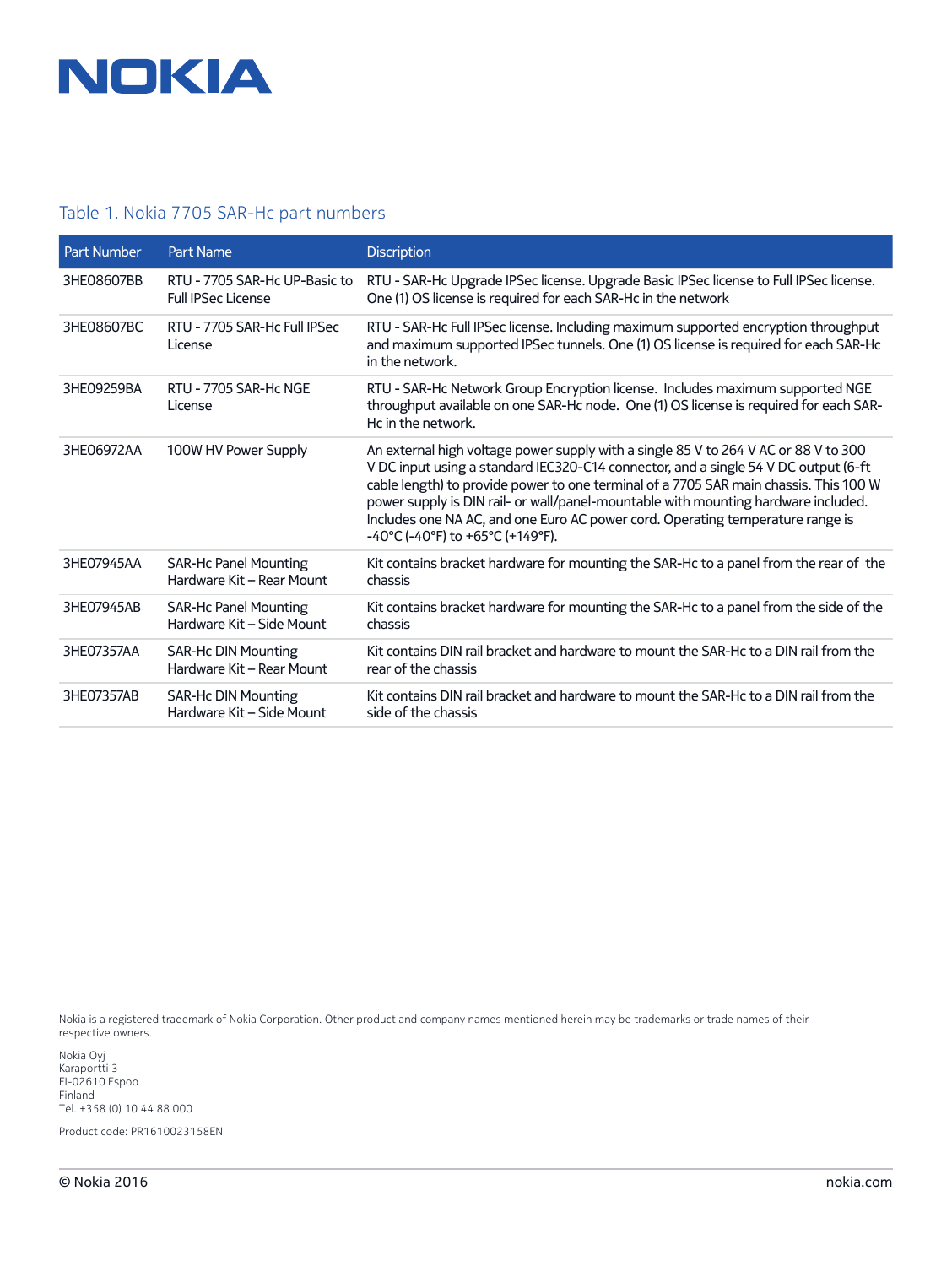NOKIA

Table 1. Nokia 7705 SAR-Hc part numbers

| Part Number | Part Name | Discription |
|---|---|---|
| 3HE08607BB | RTU - 7705 SAR-Hc UP-Basic to Full IPSec License | RTU - SAR-Hc Upgrade IPSec license. Upgrade Basic IPSec license to Full IPSec license. One (1) OS license is required for each SAR-Hc in the network |
| 3HE08607BC | RTU - 7705 SAR-Hc Full IPSec License | RTU - SAR-Hc Full IPSec license. Including maximum supported encryption throughput and maximum supported IPSec tunnels. One (1) OS license is required for each SAR-Hc in the network. |
| 3HE09259BA | RTU - 7705 SAR-Hc NGE License | RTU - SAR-Hc Network Group Encryption license. Includes maximum supported NGE throughput available on one SAR-Hc node. One (1) OS license is required for each SAR-Hc in the network. |
| 3HE06972AA | 100W HV Power Supply | An external high voltage power supply with a single 85 V to 264 V AC or 88 V to 300 V DC input using a standard IEC320-C14 connector, and a single 54 V DC output (6-ft cable length) to provide power to one terminal of a 7705 SAR main chassis. This 100 W power supply is DIN rail- or wall/panel-mountable with mounting hardware included. Includes one NA AC, and one Euro AC power cord. Operating temperature range is -40°C (-40°F) to +65°C (+149°F). |
| 3HE07945AA | SAR-Hc Panel Mounting Hardware Kit – Rear Mount | Kit contains bracket hardware for mounting the SAR-Hc to a panel from the rear of the chassis |
| 3HE07945AB | SAR-Hc Panel Mounting Hardware Kit – Side Mount | Kit contains bracket hardware for mounting the SAR-Hc to a panel from the side of the chassis |
| 3HE07357AA | SAR-Hc DIN Mounting Hardware Kit – Rear Mount | Kit contains DIN rail bracket and hardware to mount the SAR-Hc to a DIN rail from the rear of the chassis |
| 3HE07357AB | SAR-Hc DIN Mounting Hardware Kit – Side Mount | Kit contains DIN rail bracket and hardware to mount the SAR-Hc to a DIN rail from the side of the chassis |

Nokia is a registered trademark of Nokia Corporation. Other product and company names mentioned herein may be trademarks or trade names of their respective owners.

Nokia Oyj
Karaportti 3
FI-02610 Espoo
Finland
Tel. +358 (0) 10 44 88 000

Product code: PR1610023158EN

© Nokia 2016

nokia.com